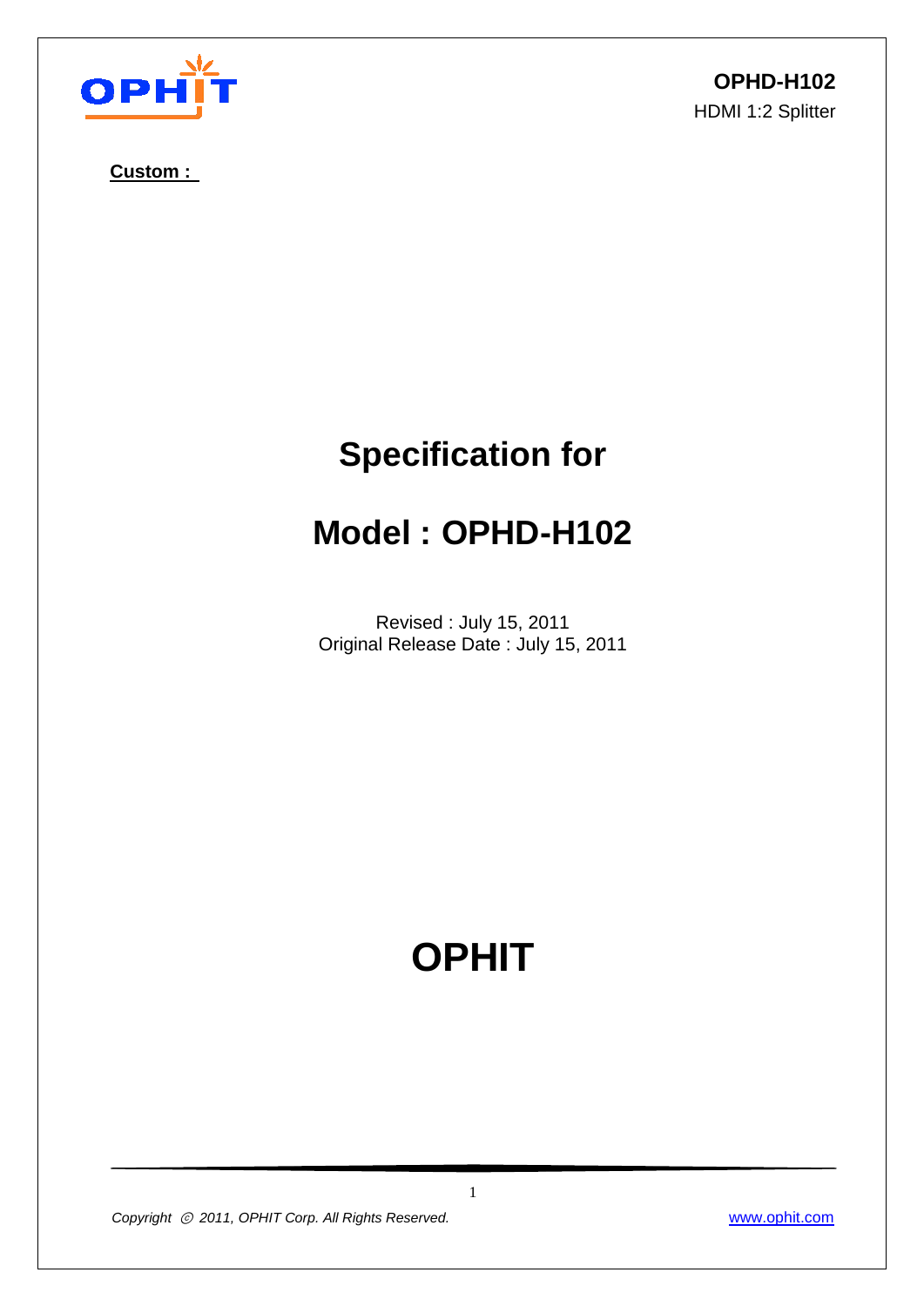**OPHD-H102**

HDMI 1:2 Splitter

**Custom :**

# Specification for

# Model : OPHD-H102

Revised : July 15, 2011

Original Release Date : July 15, 2011

# OPHIT

*Copyright © 2011, OPHIT Corp. All Rights Reserved.*

www.ophit.com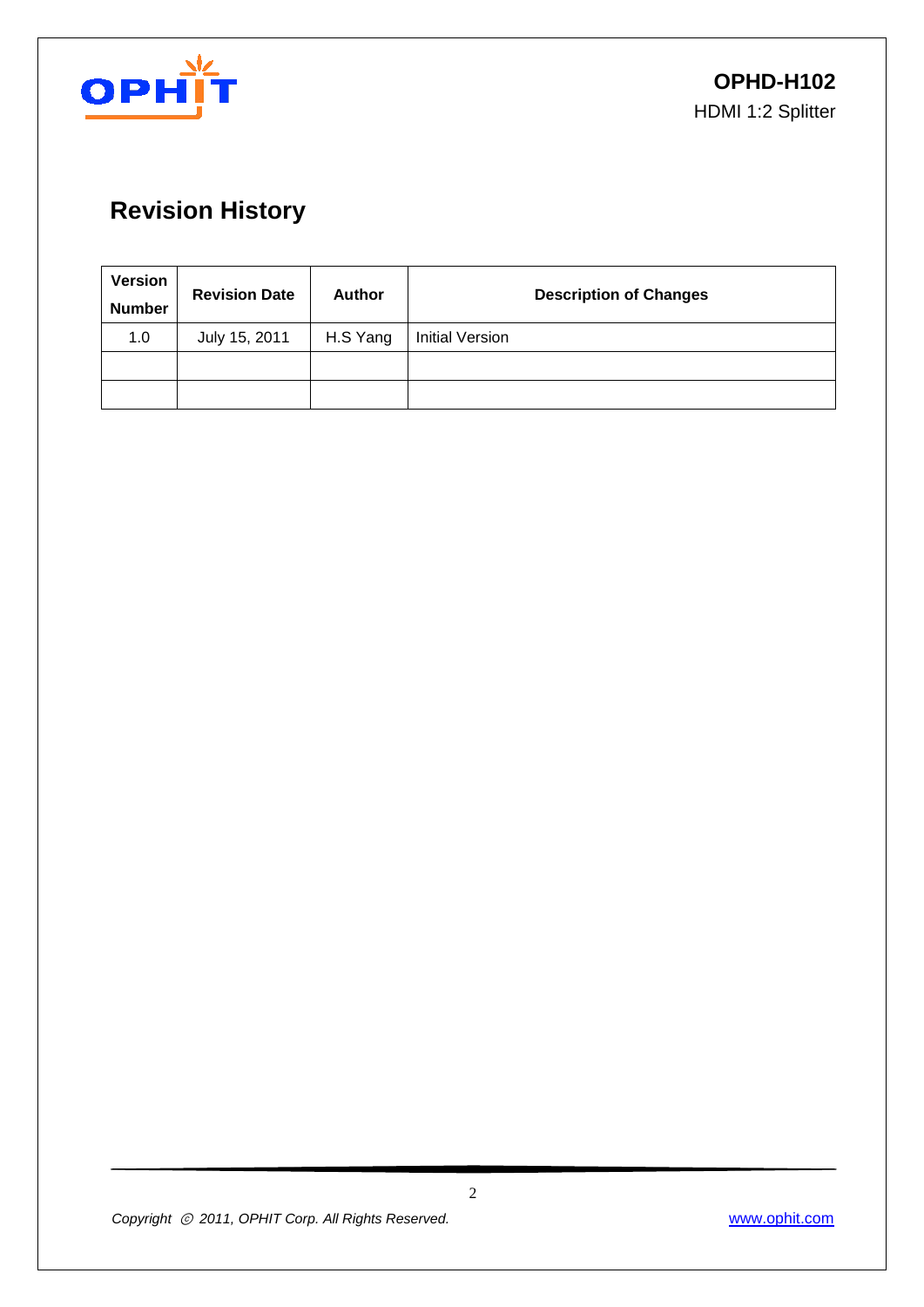# Revision History

| Version Number | Revision Date | Author | Description of Changes |
|---|---|---|---|
| 1.0 | July 15, 2011 | H.S Yang | Initial Version |
| | | | |
| | | | |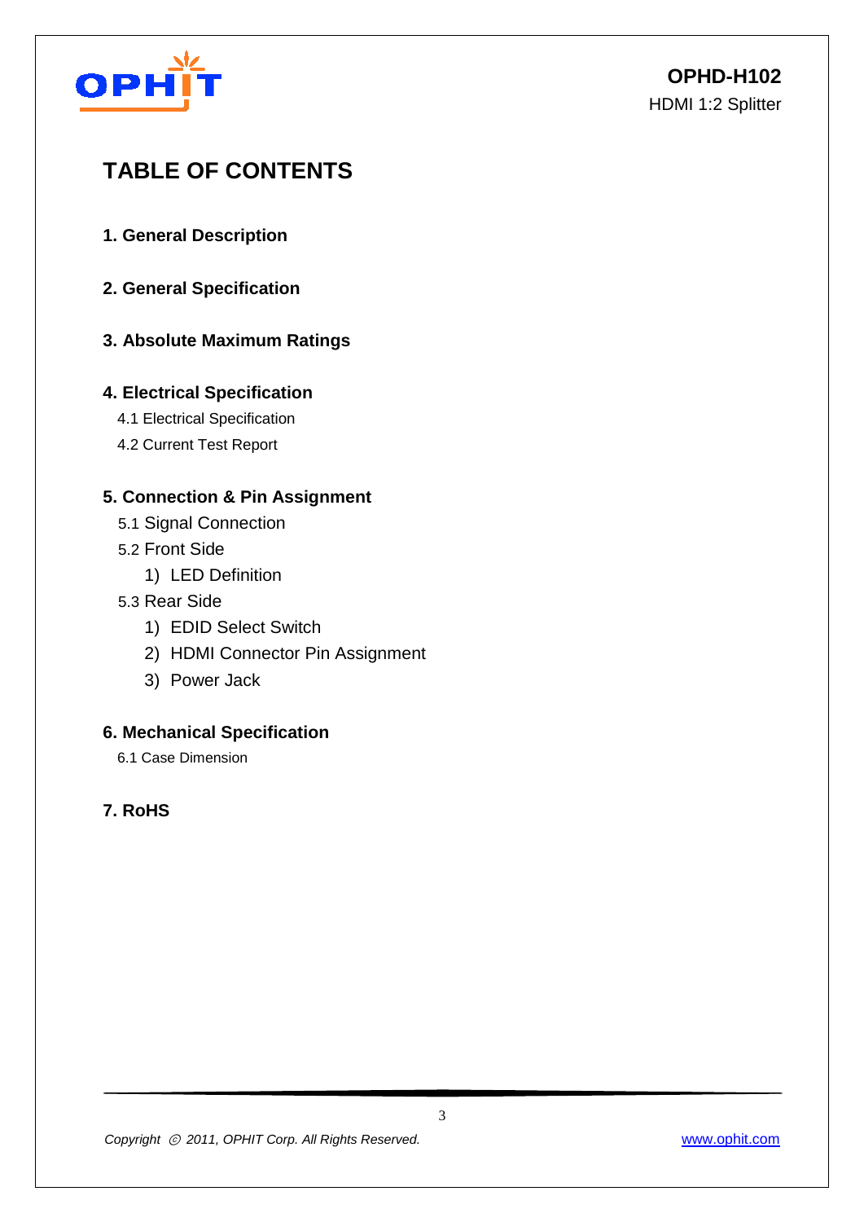# TABLE OF CONTENTS

**1. General Description**

**2. General Specification**

**3. Absolute Maximum Ratings**

**4. Electrical Specification**

- 4.1 Electrical Specification
- 4.2 Current Test Report

**5. Connection & Pin Assignment**

- 5.1 Signal Connection
- 5.2 Front Side
  1) LED Definition
- 5.3 Rear Side
  1) EDID Select Switch
  2) HDMI Connector Pin Assignment
  3) Power Jack

**6. Mechanical Specification**

- 6.1 Case Dimension

**7. RoHS**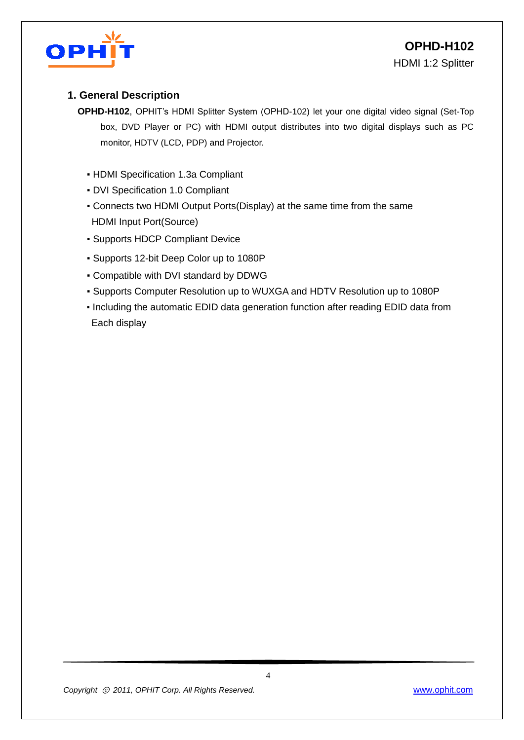## 1. General Description

**OPHD-H102**, OPHIT's HDMI Splitter System (OPHD-102) let your one digital video signal (Set-Top box, DVD Player or PC) with HDMI output distributes into two digital displays such as PC monitor, HDTV (LCD, PDP) and Projector.

- HDMI Specification 1.3a Compliant
- DVI Specification 1.0 Compliant
- Connects two HDMI Output Ports(Display) at the same time from the same HDMI Input Port(Source)
- Supports HDCP Compliant Device
- Supports 12-bit Deep Color up to 1080P
- Compatible with DVI standard by DDWG
- Supports Computer Resolution up to WUXGA and HDTV Resolution up to 1080P
- Including the automatic EDID data generation function after reading EDID data from Each display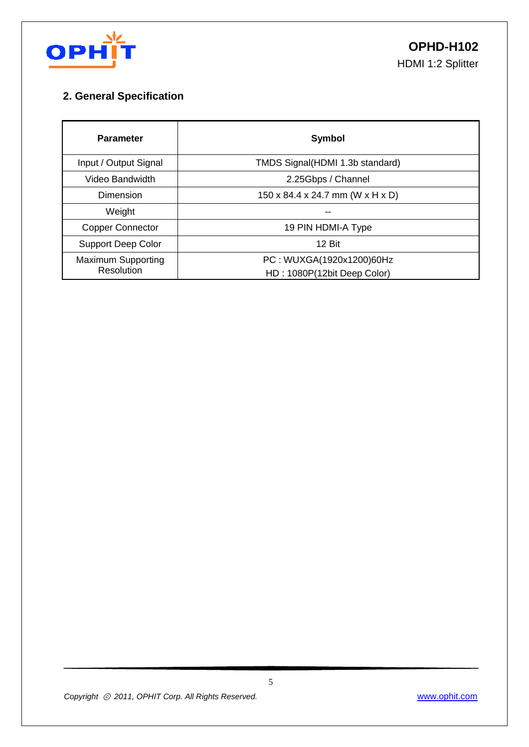## 2. General Specification

| Parameter | Symbol |
|---|---|
| Input / Output Signal | TMDS Signal(HDMI 1.3b standard) |
| Video Bandwidth | 2.25Gbps / Channel |
| Dimension | 150 x 84.4 x 24.7 mm (W x H x D) |
| Weight | -- |
| Copper Connector | 19 PIN HDMI-A Type |
| Support Deep Color | 12 Bit |
| Maximum Supporting Resolution | PC : WUXGA(1920x1200)60Hz<br>HD : 1080P(12bit Deep Color) |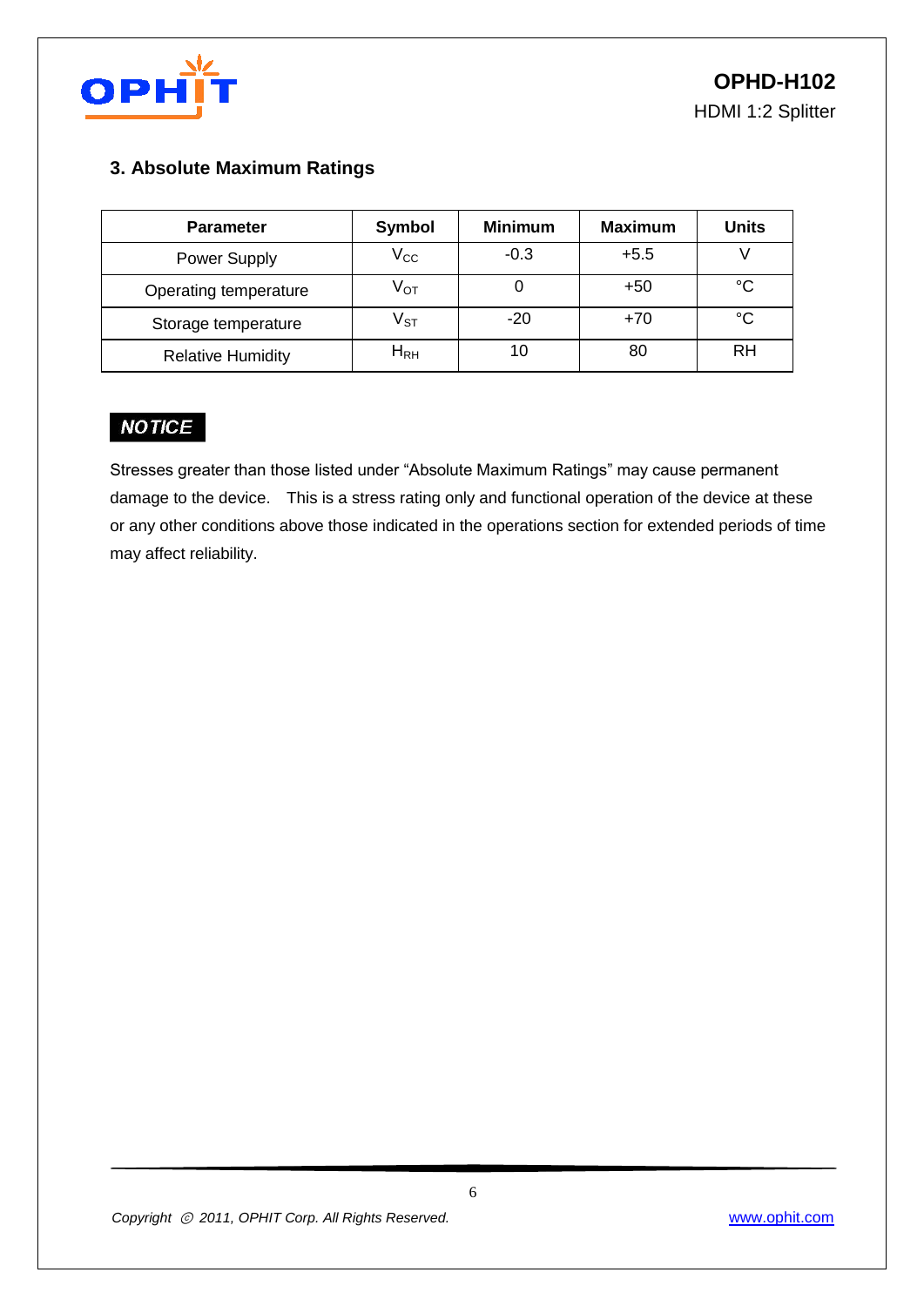## 3. Absolute Maximum Ratings

| Parameter | Symbol | Minimum | Maximum | Units |
|---|---|---|---|---|
| Power Supply | $V_{CC}$ | -0.3 | +5.5 | V |
| Operating temperature | $V_{OT}$ | 0 | +50 | °C |
| Storage temperature | $V_{ST}$ | -20 | +70 | °C |
| Relative Humidity | $H_{RH}$ | 10 | 80 | RH |

***NOTICE***

Stresses greater than those listed under "Absolute Maximum Ratings" may cause permanent damage to the device. This is a stress rating only and functional operation of the device at these or any other conditions above those indicated in the operations section for extended periods of time may affect reliability.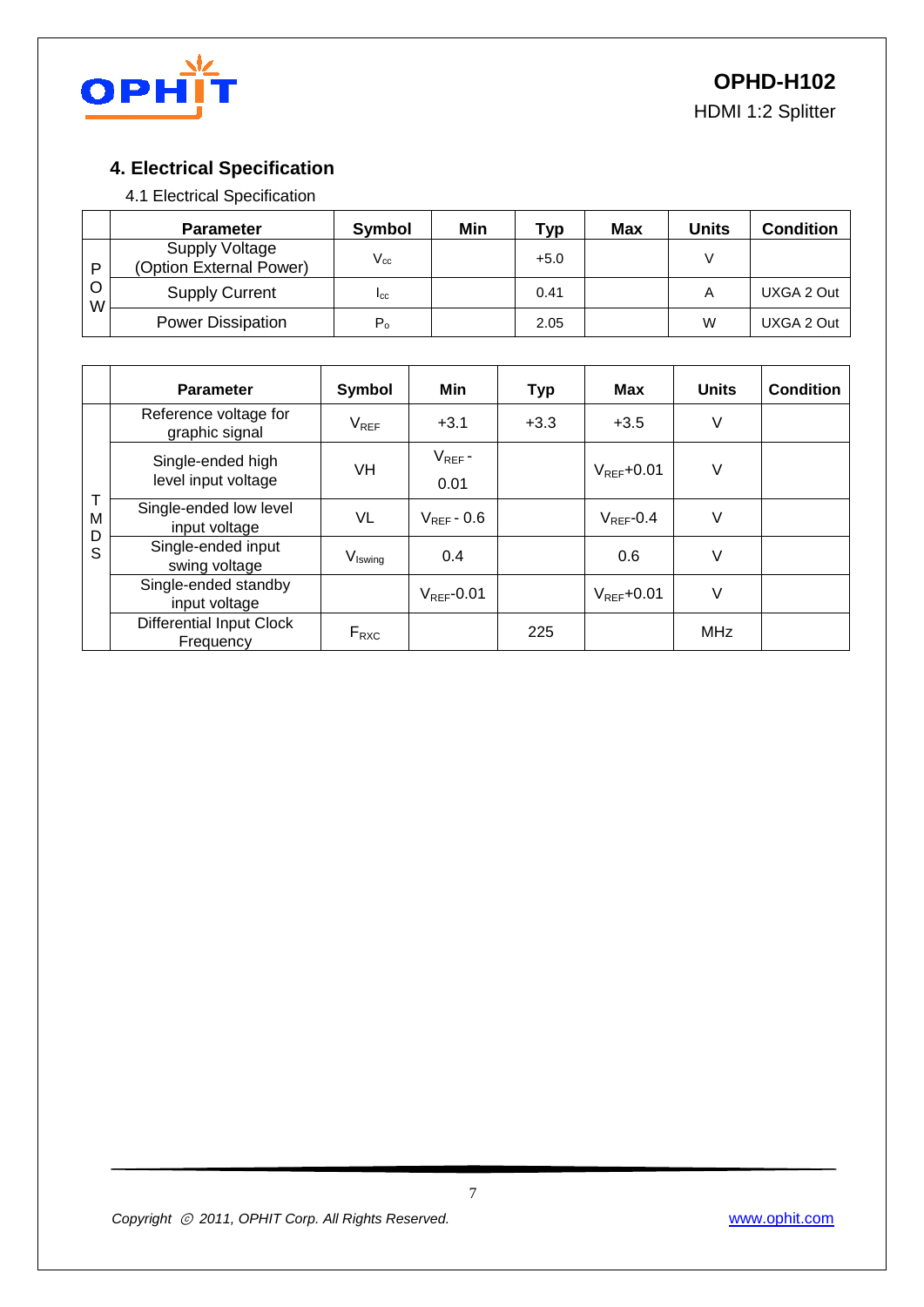## 4. Electrical Specification

### 4.1 Electrical Specification

| | Parameter | Symbol | Min | Typ | Max | Units | Condition |
|---|---|---|---|---|---|---|---|
| POW | Supply Voltage (Option External Power) | $V_{cc}$ | | +5.0 | | V | |
| | Supply Current | $I_{cc}$ | | 0.41 | | A | UXGA 2 Out |
| | Power Dissipation | $P_o$ | | 2.05 | | W | UXGA 2 Out |

| | Parameter | Symbol | Min | Typ | Max | Units | Condition |
|---|---|---|---|---|---|---|---|
| TMDS | Reference voltage for graphic signal | $V_{REF}$ | +3.1 | +3.3 | +3.5 | V | |
| | Single-ended high level input voltage | VH | $V_{REF}$ - 0.01 | | $V_{REF}$+0.01 | V | |
| | Single-ended low level input voltage | VL | $V_{REF}$ - 0.6 | | $V_{REF}$-0.4 | V | |
| | Single-ended input swing voltage | $V_{Iswing}$ | 0.4 | | 0.6 | V | |
| | Single-ended standby input voltage | | $V_{REF}$-0.01 | | $V_{REF}$+0.01 | V | |
| | Differential Input Clock Frequency | $F_{RXC}$ | | 225 | | MHz | |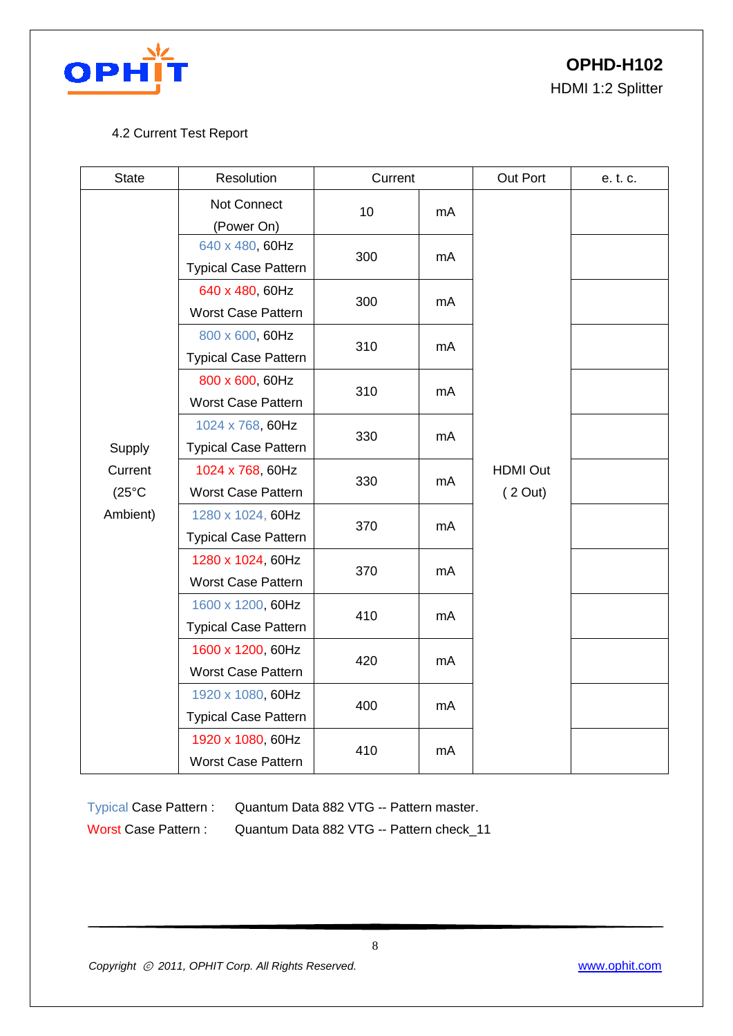4.2 Current Test Report

| State | Resolution | Current | | Out Port | e. t. c. |
|---|---|---|---|---|---|
| Supply Current (25°C Ambient) | Not Connect (Power On) | 10 | mA | HDMI Out ( 2 Out) | |
| | 640 x 480, 60Hz Typical Case Pattern | 300 | mA | | |
| | 640 x 480, 60Hz Worst Case Pattern | 300 | mA | | |
| | 800 x 600, 60Hz Typical Case Pattern | 310 | mA | | |
| | 800 x 600, 60Hz Worst Case Pattern | 310 | mA | | |
| | 1024 x 768, 60Hz Typical Case Pattern | 330 | mA | | |
| | 1024 x 768, 60Hz Worst Case Pattern | 330 | mA | | |
| | 1280 x 1024, 60Hz Typical Case Pattern | 370 | mA | | |
| | 1280 x 1024, 60Hz Worst Case Pattern | 370 | mA | | |
| | 1600 x 1200, 60Hz Typical Case Pattern | 410 | mA | | |
| | 1600 x 1200, 60Hz Worst Case Pattern | 420 | mA | | |
| | 1920 x 1080, 60Hz Typical Case Pattern | 400 | mA | | |
| | 1920 x 1080, 60Hz Worst Case Pattern | 410 | mA | | |

Typical Case Pattern : Quantum Data 882 VTG -- Pattern master.

Worst Case Pattern : Quantum Data 882 VTG -- Pattern check_11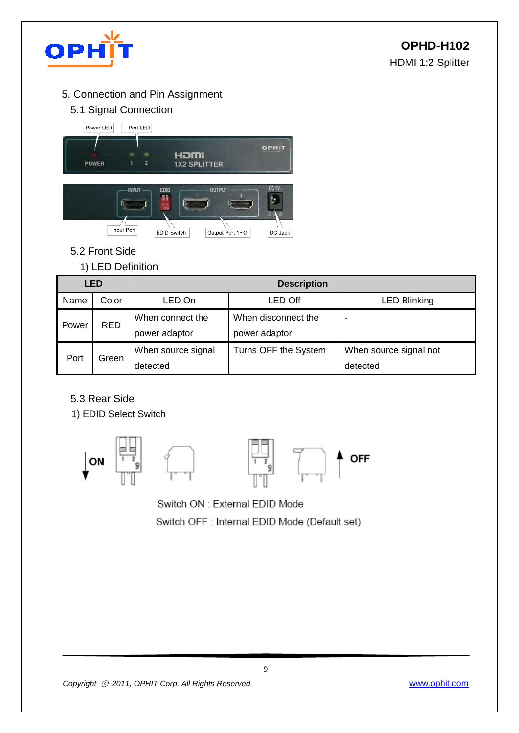## 5. Connection and Pin Assignment

### 5.1 Signal Connection

Power LED    Port LED

Input Port    EDID Switch    Output Port 1~2    DC Jack

### 5.2 Front Side

1) LED Definition

| LED | | Description | | |
|---|---|---|---|---|
| Name | Color | LED On | LED Off | LED Blinking |
| Power | RED | When connect the power adaptor | When disconnect the power adaptor | - |
| Port | Green | When source signal detected | Turns OFF the System | When source signal not detected |

### 5.3 Rear Side

1) EDID Select Switch

ON    OFF

Switch ON : External EDID Mode

Switch OFF : Internal EDID Mode (Default set)

*Copyright © 2011, OPHIT Corp. All Rights Reserved.*    www.ophit.com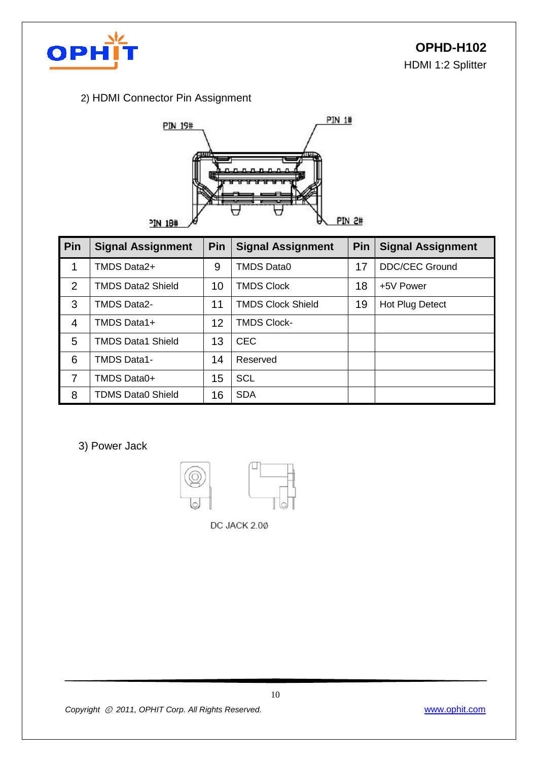2) HDMI Connector Pin Assignment

| Pin | Signal Assignment | Pin | Signal Assignment | Pin | Signal Assignment |
|---|---|---|---|---|---|
| 1 | TMDS Data2+ | 9 | TMDS Data0 | 17 | DDC/CEC Ground |
| 2 | TMDS Data2 Shield | 10 | TMDS Clock | 18 | +5V Power |
| 3 | TMDS Data2- | 11 | TMDS Clock Shield | 19 | Hot Plug Detect |
| 4 | TMDS Data1+ | 12 | TMDS Clock- | | |
| 5 | TMDS Data1 Shield | 13 | CEC | | |
| 6 | TMDS Data1- | 14 | Reserved | | |
| 7 | TMDS Data0+ | 15 | SCL | | |
| 8 | TDMS Data0 Shield | 16 | SDA | | |

3) Power Jack

DC JACK 2.0Ø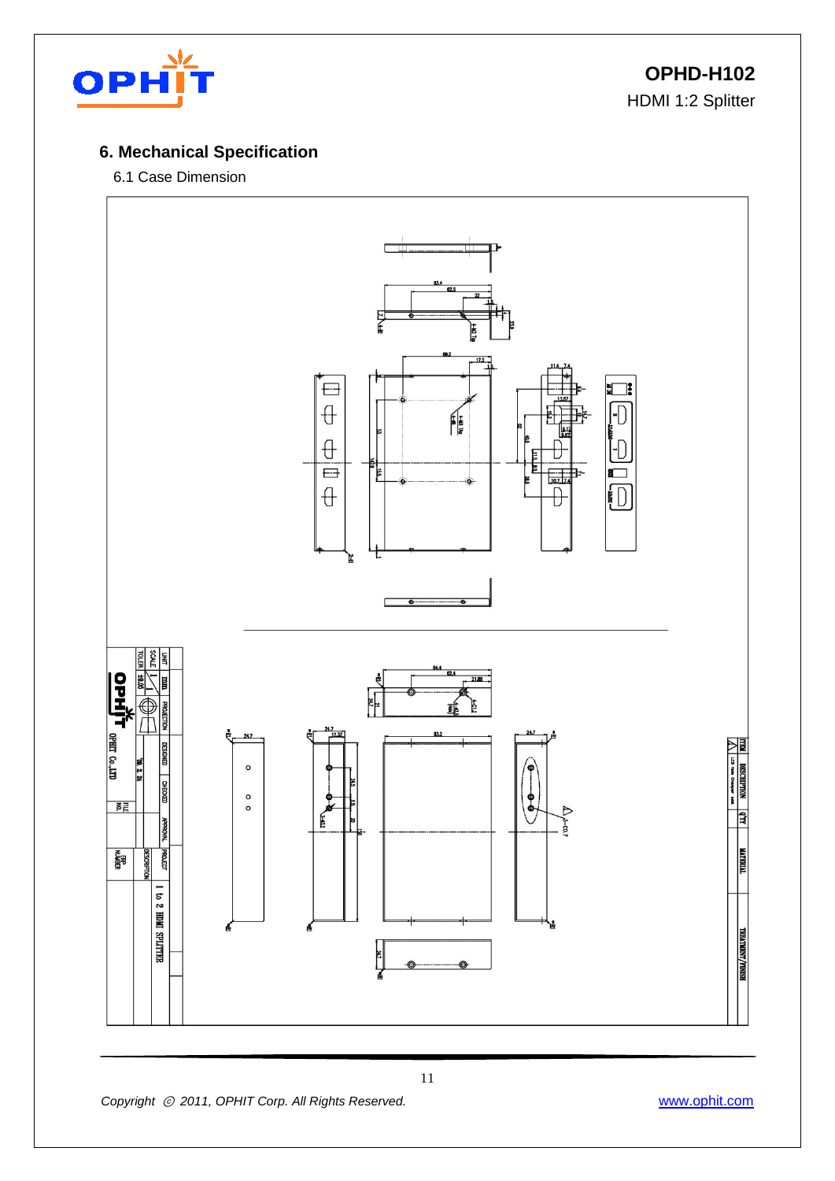## 6. Mechanical Specification

6.1 Case Dimension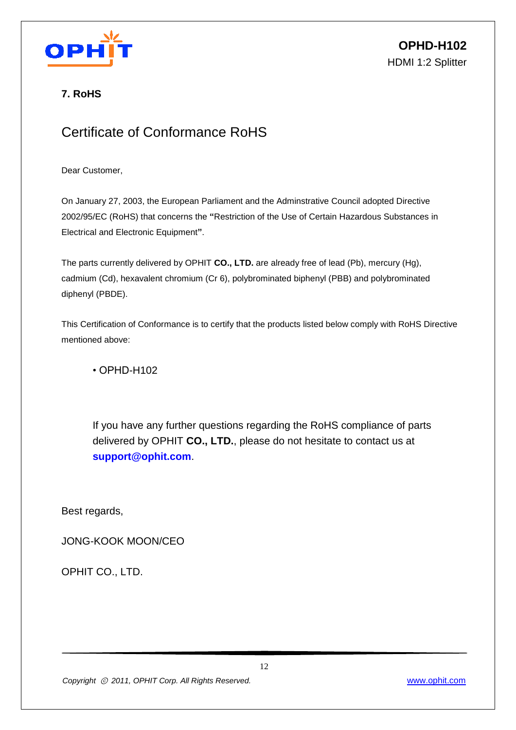## 7. RoHS

# Certificate of Conformance RoHS

Dear Customer,

On January 27, 2003, the European Parliament and the Adminstrative Council adopted Directive 2002/95/EC (RoHS) that concerns the **"**Restriction of the Use of Certain Hazardous Substances in Electrical and Electronic Equipment**"**.

The parts currently delivered by OPHIT **CO., LTD.** are already free of lead (Pb), mercury (Hg), cadmium (Cd), hexavalent chromium (Cr 6), polybrominated biphenyl (PBB) and polybrominated diphenyl (PBDE).

This Certification of Conformance is to certify that the products listed below comply with RoHS Directive mentioned above:

- OPHD-H102

If you have any further questions regarding the RoHS compliance of parts delivered by OPHIT **CO., LTD.**, please do not hesitate to contact us at **support@ophit.com**.

Best regards,

JONG-KOOK MOON/CEO

OPHIT CO., LTD.